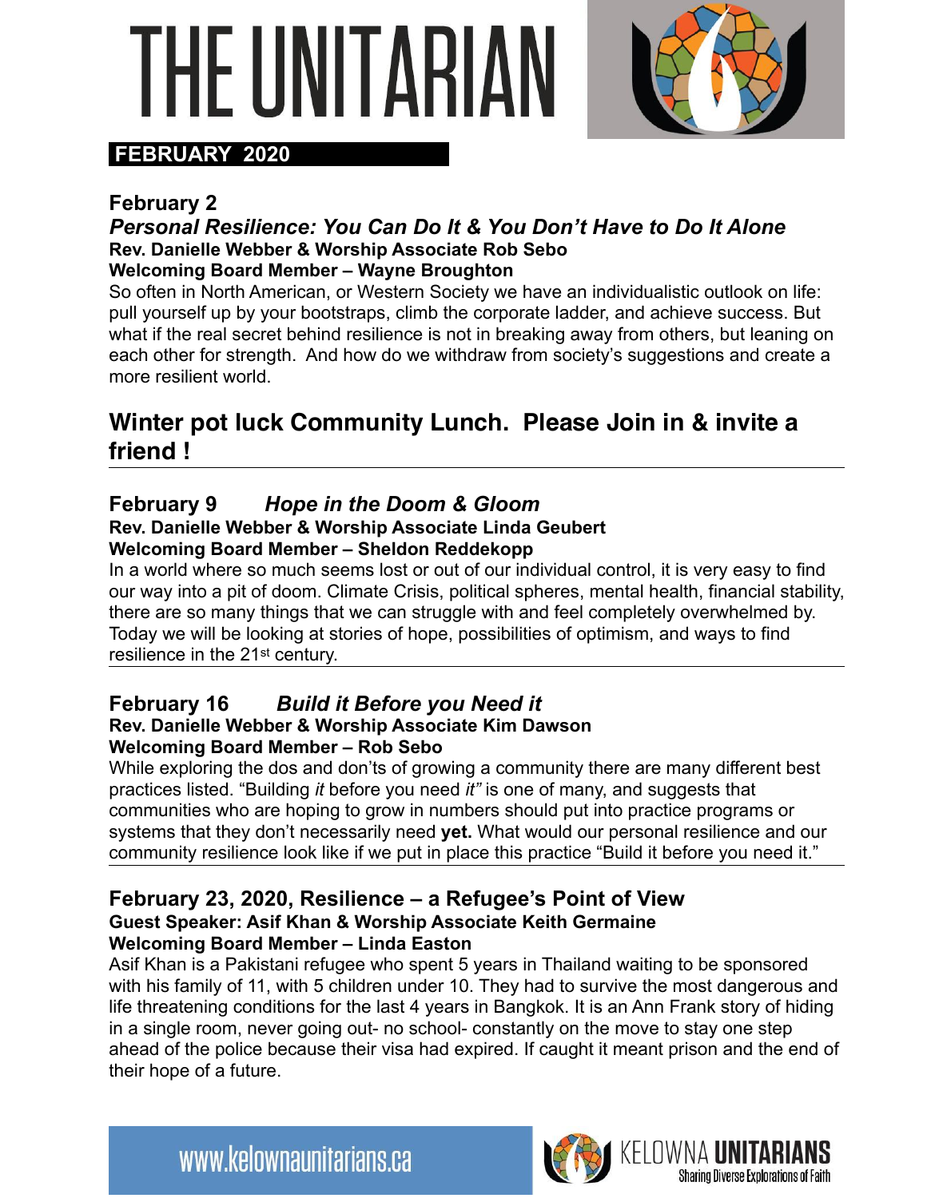# THE UNITARIAN

**FEBRUARY 2020**

### February 2

### *Personal Resilience: You Can Do It & You Don't Have to Do It Alone*

**Rev. Danielle Webber & Worship Associate Rob Sebo**
**Welcoming Board Member – Wayne Broughton**

So often in North American, or Western Society we have an individualistic outlook on life: pull yourself up by your bootstraps, climb the corporate ladder, and achieve success. But what if the real secret behind resilience is not in breaking away from others, but leaning on each other for strength. And how do we withdraw from society's suggestions and create a more resilient world.

## Winter pot luck Community Lunch. Please Join in & invite a friend !

---

### February 9 *Hope in the Doom & Gloom*

**Rev. Danielle Webber & Worship Associate Linda Geubert**
**Welcoming Board Member – Sheldon Reddekopp**

In a world where so much seems lost or out of our individual control, it is very easy to find our way into a pit of doom. Climate Crisis, political spheres, mental health, financial stability, there are so many things that we can struggle with and feel completely overwhelmed by. Today we will be looking at stories of hope, possibilities of optimism, and ways to find resilience in the 21st century.

---

### February 16 *Build it Before you Need it*

**Rev. Danielle Webber & Worship Associate Kim Dawson**
**Welcoming Board Member – Rob Sebo**

While exploring the dos and don'ts of growing a community there are many different best practices listed. "Building *it* before you need *it"* is one of many, and suggests that communities who are hoping to grow in numbers should put into practice programs or systems that they don't necessarily need **yet.** What would our personal resilience and our community resilience look like if we put in place this practice "Build it before you need it."

---

### February 23, 2020, Resilience – a Refugee's Point of View

**Guest Speaker: Asif Khan & Worship Associate Keith Germaine**
**Welcoming Board Member – Linda Easton**

Asif Khan is a Pakistani refugee who spent 5 years in Thailand waiting to be sponsored with his family of 11, with 5 children under 10. They had to survive the most dangerous and life threatening conditions for the last 4 years in Bangkok. It is an Ann Frank story of hiding in a single room, never going out- no school- constantly on the move to stay one step ahead of the police because their visa had expired. If caught it meant prison and the end of their hope of a future.

www.kelownaunitarians.ca

KELOWNA **UNITARIANS**
Sharing Diverse Explorations of Faith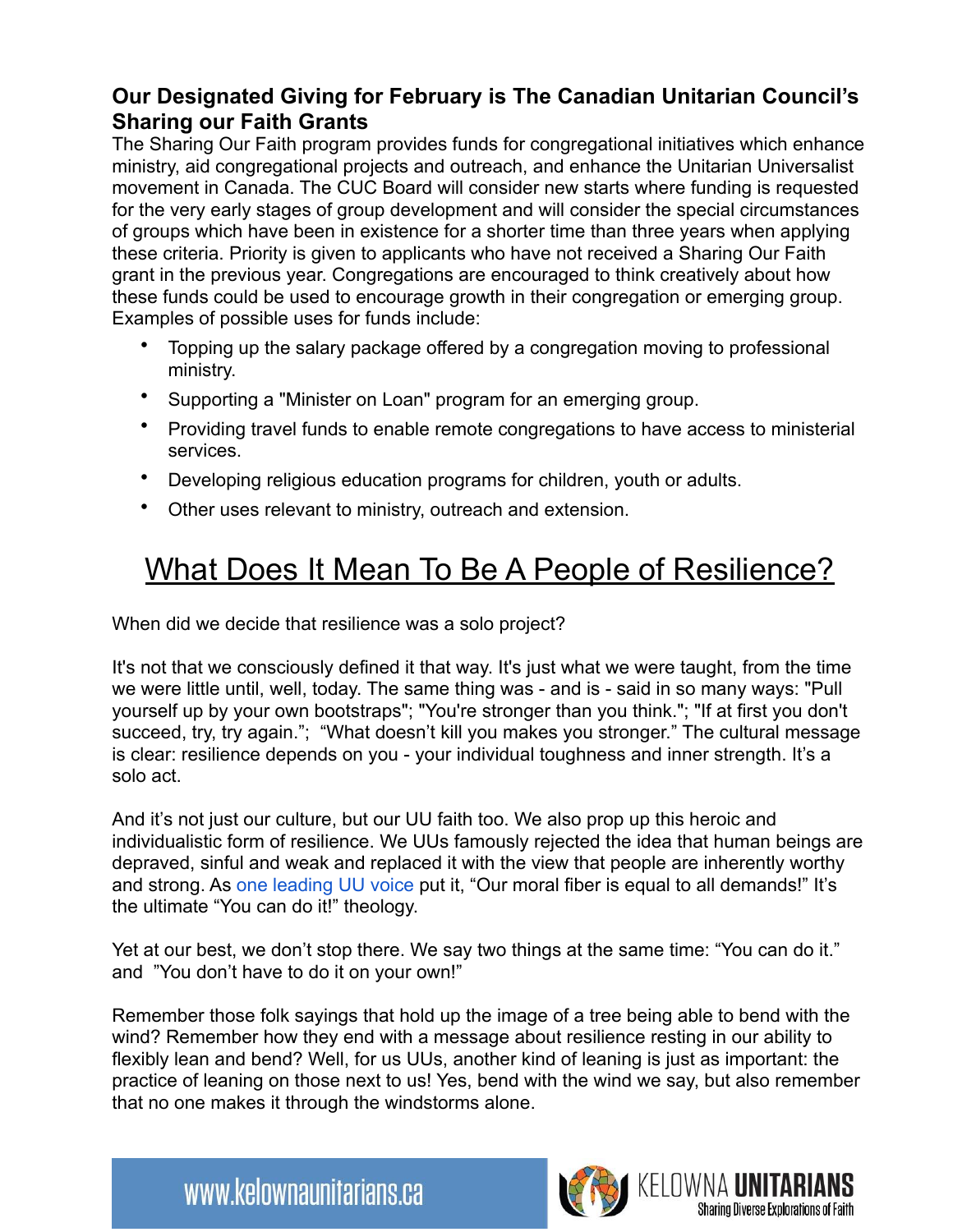### Our Designated Giving for February is The Canadian Unitarian Council's Sharing our Faith Grants

The Sharing Our Faith program provides funds for congregational initiatives which enhance ministry, aid congregational projects and outreach, and enhance the Unitarian Universalist movement in Canada. The CUC Board will consider new starts where funding is requested for the very early stages of group development and will consider the special circumstances of groups which have been in existence for a shorter time than three years when applying these criteria. Priority is given to applicants who have not received a Sharing Our Faith grant in the previous year. Congregations are encouraged to think creatively about how these funds could be used to encourage growth in their congregation or emerging group. Examples of possible uses for funds include:

- Topping up the salary package offered by a congregation moving to professional ministry.
- Supporting a "Minister on Loan" program for an emerging group.
- Providing travel funds to enable remote congregations to have access to ministerial services.
- Developing religious education programs for children, youth or adults.
- Other uses relevant to ministry, outreach and extension.

# What Does It Mean To Be A People of Resilience?

When did we decide that resilience was a solo project?

It's not that we consciously defined it that way. It's just what we were taught, from the time we were little until, well, today. The same thing was - and is - said in so many ways: "Pull yourself up by your own bootstraps"; "You're stronger than you think."; "If at first you don't succeed, try, try again."; "What doesn't kill you makes you stronger." The cultural message is clear: resilience depends on you - your individual toughness and inner strength. It's a solo act.

And it's not just our culture, but our UU faith too. We also prop up this heroic and individualistic form of resilience. We UUs famously rejected the idea that human beings are depraved, sinful and weak and replaced it with the view that people are inherently worthy and strong. As one leading UU voice put it, "Our moral fiber is equal to all demands!" It's the ultimate "You can do it!" theology.

Yet at our best, we don't stop there. We say two things at the same time: "You can do it." and "You don't have to do it on your own!"

Remember those folk sayings that hold up the image of a tree being able to bend with the wind? Remember how they end with a message about resilience resting in our ability to flexibly lean and bend? Well, for us UUs, another kind of leaning is just as important: the practice of leaning on those next to us! Yes, bend with the wind we say, but also remember that no one makes it through the windstorms alone.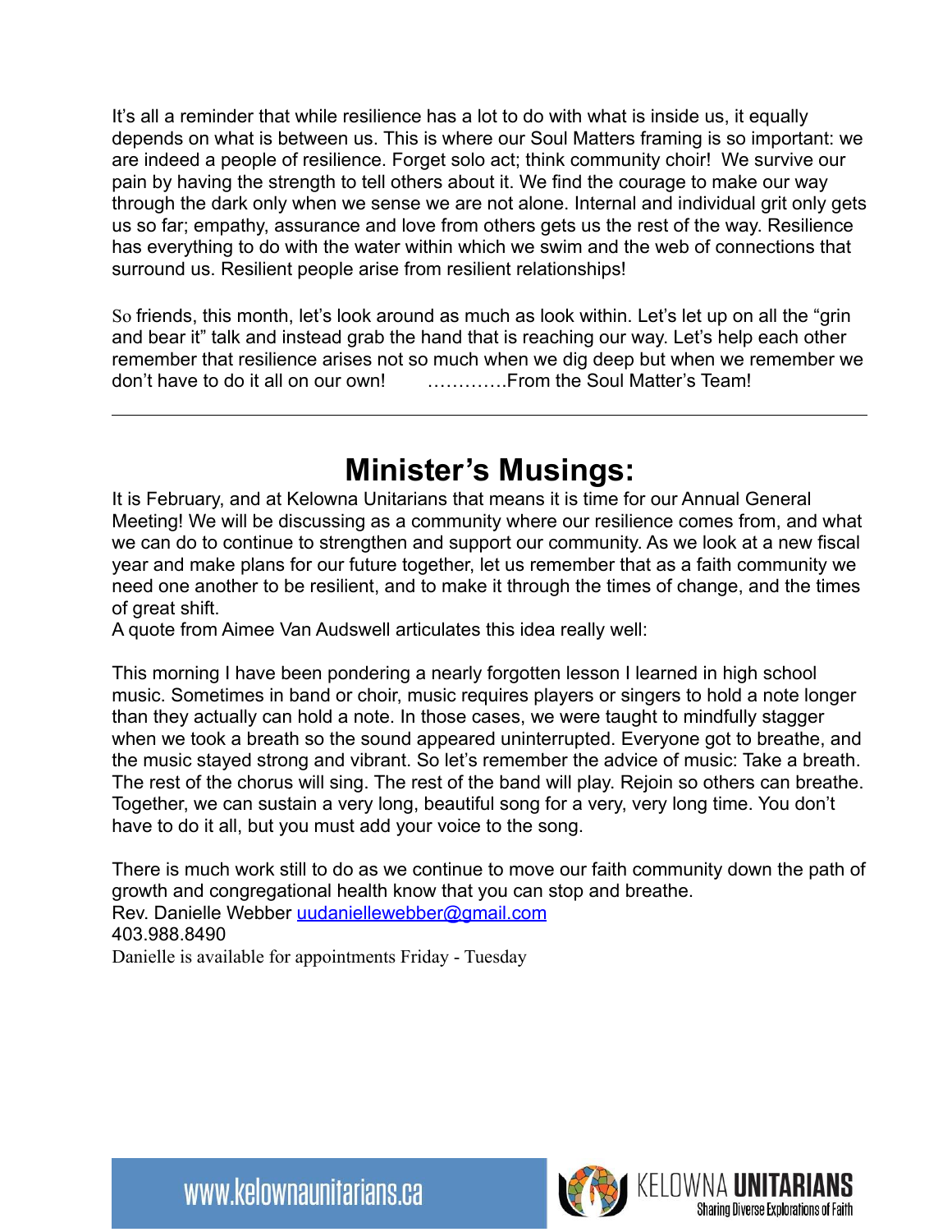It's all a reminder that while resilience has a lot to do with what is inside us, it equally depends on what is between us. This is where our Soul Matters framing is so important: we are indeed a people of resilience. Forget solo act; think community choir! We survive our pain by having the strength to tell others about it. We find the courage to make our way through the dark only when we sense we are not alone. Internal and individual grit only gets us so far; empathy, assurance and love from others gets us the rest of the way. Resilience has everything to do with the water within which we swim and the web of connections that surround us. Resilient people arise from resilient relationships!

So friends, this month, let's look around as much as look within. Let's let up on all the "grin and bear it" talk and instead grab the hand that is reaching our way. Let's help each other remember that resilience arises not so much when we dig deep but when we remember we don't have to do it all on our own! ………….From the Soul Matter's Team!

---

# Minister's Musings:

It is February, and at Kelowna Unitarians that means it is time for our Annual General Meeting! We will be discussing as a community where our resilience comes from, and what we can do to continue to strengthen and support our community. As we look at a new fiscal year and make plans for our future together, let us remember that as a faith community we need one another to be resilient, and to make it through the times of change, and the times of great shift.

A quote from Aimee Van Audswell articulates this idea really well:

This morning I have been pondering a nearly forgotten lesson I learned in high school music. Sometimes in band or choir, music requires players or singers to hold a note longer than they actually can hold a note. In those cases, we were taught to mindfully stagger when we took a breath so the sound appeared uninterrupted. Everyone got to breathe, and the music stayed strong and vibrant. So let's remember the advice of music: Take a breath. The rest of the chorus will sing. The rest of the band will play. Rejoin so others can breathe. Together, we can sustain a very long, beautiful song for a very, very long time. You don't have to do it all, but you must add your voice to the song.

There is much work still to do as we continue to move our faith community down the path of growth and congregational health know that you can stop and breathe.

Rev. Danielle Webber uudaniellewebber@gmail.com
403.988.8490
Danielle is available for appointments Friday - Tuesday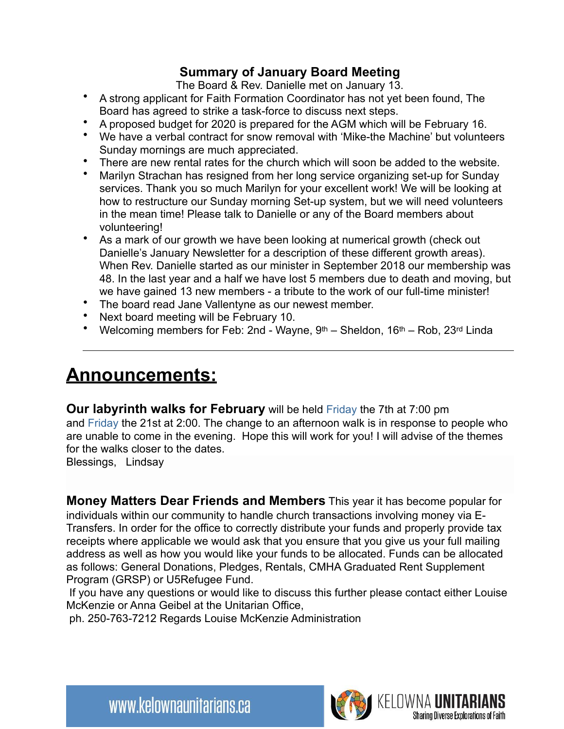## Summary of January Board Meeting

The Board & Rev. Danielle met on January 13.

- A strong applicant for Faith Formation Coordinator has not yet been found, The Board has agreed to strike a task-force to discuss next steps.
- A proposed budget for 2020 is prepared for the AGM which will be February 16.
- We have a verbal contract for snow removal with 'Mike-the Machine' but volunteers Sunday mornings are much appreciated.
- There are new rental rates for the church which will soon be added to the website.
- Marilyn Strachan has resigned from her long service organizing set-up for Sunday services. Thank you so much Marilyn for your excellent work! We will be looking at how to restructure our Sunday morning Set-up system, but we will need volunteers in the mean time! Please talk to Danielle or any of the Board members about volunteering!
- As a mark of our growth we have been looking at numerical growth (check out Danielle's January Newsletter for a description of these different growth areas). When Rev. Danielle started as our minister in September 2018 our membership was 48. In the last year and a half we have lost 5 members due to death and moving, but we have gained 13 new members - a tribute to the work of our full-time minister!
- The board read Jane Vallentyne as our newest member.
- Next board meeting will be February 10.
- Welcoming members for Feb: 2nd - Wayne, 9th – Sheldon, 16th – Rob, 23rd Linda

---

# Announcements:

**Our labyrinth walks for February** will be held Friday the 7th at 7:00 pm and Friday the 21st at 2:00. The change to an afternoon walk is in response to people who are unable to come in the evening. Hope this will work for you! I will advise of the themes for the walks closer to the dates.

Blessings, Lindsay

**Money Matters Dear Friends and Members** This year it has become popular for individuals within our community to handle church transactions involving money via E-Transfers. In order for the office to correctly distribute your funds and properly provide tax receipts where applicable we would ask that you ensure that you give us your full mailing address as well as how you would like your funds to be allocated. Funds can be allocated as follows: General Donations, Pledges, Rentals, CMHA Graduated Rent Supplement Program (GRSP) or U5Refugee Fund.

If you have any questions or would like to discuss this further please contact either Louise McKenzie or Anna Geibel at the Unitarian Office, ph. 250-763-7212 Regards Louise McKenzie Administration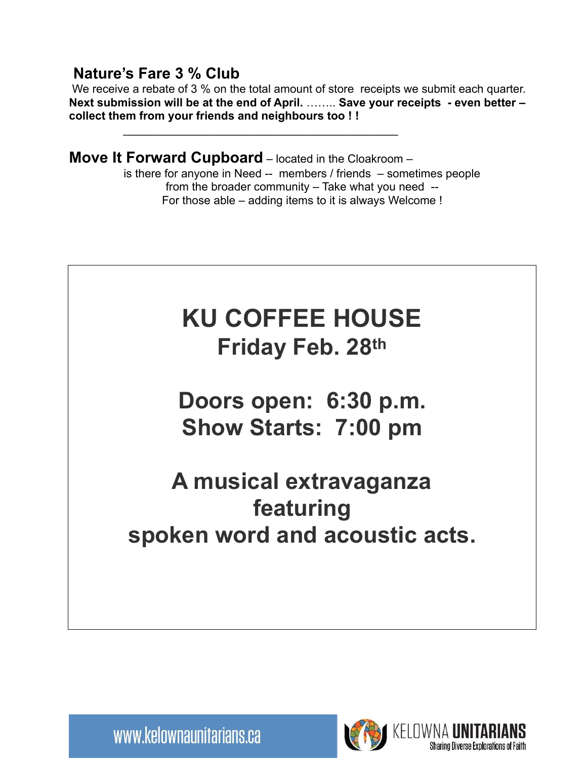## Nature's Fare 3 % Club

We receive a rebate of 3 % on the total amount of store receipts we submit each quarter. **Next submission will be at the end of April.** …….. **Save your receipts - even better – collect them from your friends and neighbours too ! !**

---

**Move It Forward Cupboard** – located in the Cloakroom – is there for anyone in Need -- members / friends – sometimes people from the broader community – Take what you need -- For those able – adding items to it is always Welcome !

# KU COFFEE HOUSE

## Friday Feb. 28th

## Doors open: 6:30 p.m.
## Show Starts: 7:00 pm

## A musical extravaganza featuring spoken word and acoustic acts.

www.kelownaunitarians.ca

KELOWNA **UNITARIANS**
Sharing Diverse Explorations of Faith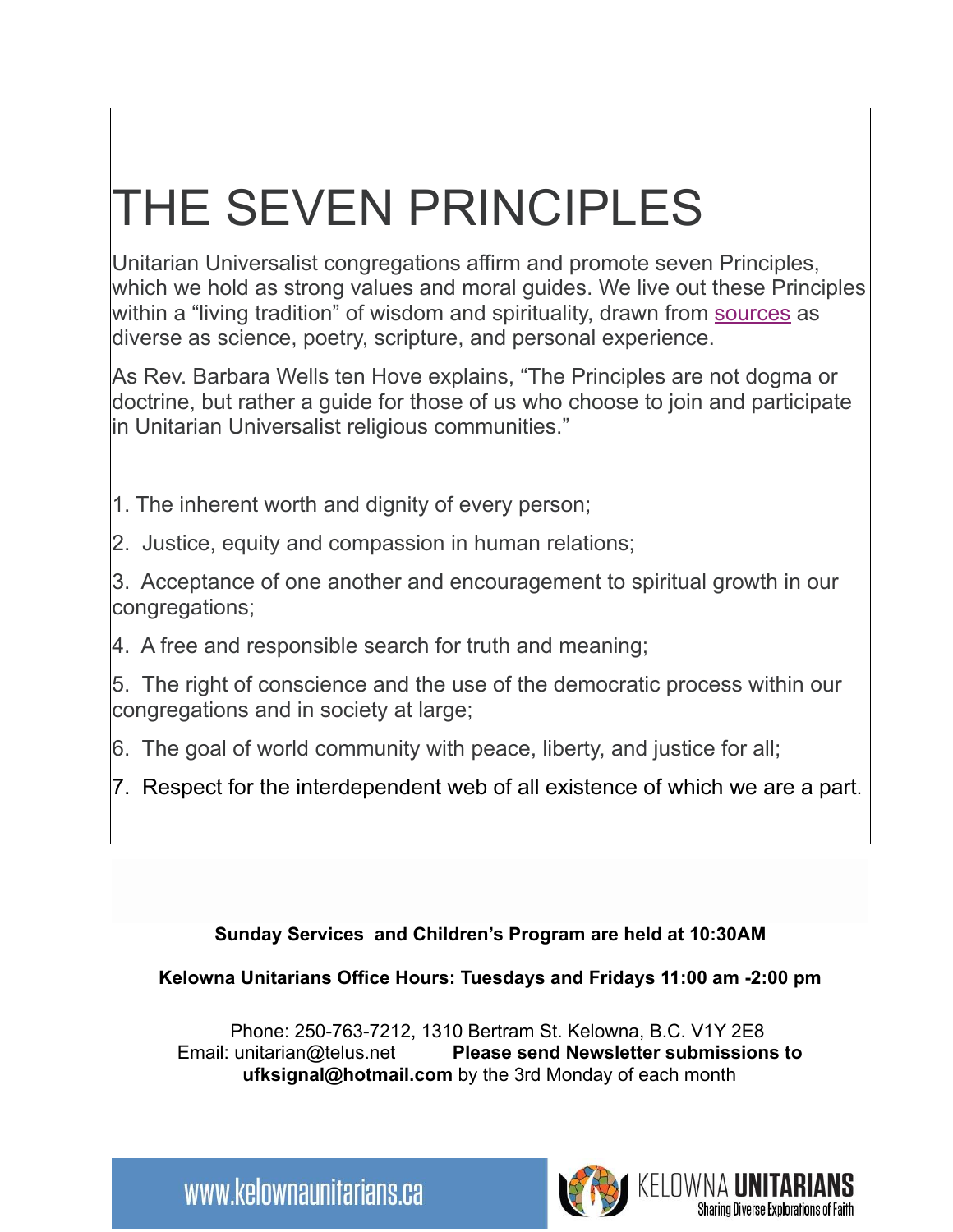# THE SEVEN PRINCIPLES

Unitarian Universalist congregations affirm and promote seven Principles, which we hold as strong values and moral guides. We live out these Principles within a "living tradition" of wisdom and spirituality, drawn from sources as diverse as science, poetry, scripture, and personal experience.

As Rev. Barbara Wells ten Hove explains, "The Principles are not dogma or doctrine, but rather a guide for those of us who choose to join and participate in Unitarian Universalist religious communities."

1. The inherent worth and dignity of every person;
2. Justice, equity and compassion in human relations;
3. Acceptance of one another and encouragement to spiritual growth in our congregations;
4. A free and responsible search for truth and meaning;
5. The right of conscience and the use of the democratic process within our congregations and in society at large;
6. The goal of world community with peace, liberty, and justice for all;
7. Respect for the interdependent web of all existence of which we are a part.

**Sunday Services and Children's Program are held at 10:30AM**

**Kelowna Unitarians Office Hours: Tuesdays and Fridays 11:00 am -2:00 pm**

Phone: 250-763-7212, 1310 Bertram St. Kelowna, B.C. V1Y 2E8
Email: unitarian@telus.net **Please send Newsletter submissions to ufksignal@hotmail.com** by the 3rd Monday of each month

www.kelownaunitarians.ca

KELOWNA **UNITARIANS**
Sharing Diverse Explorations of Faith